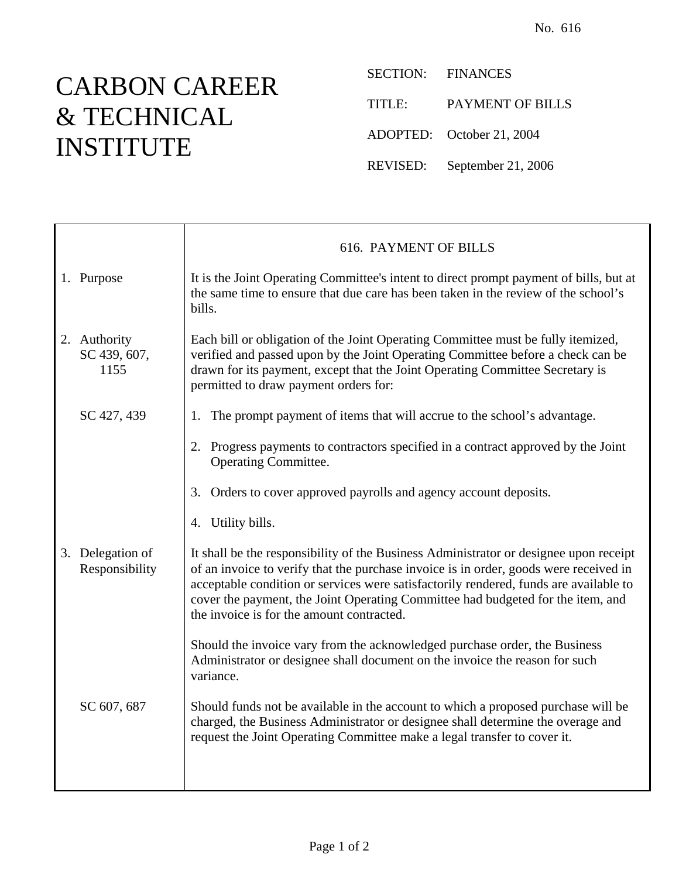No. 616

# CARBON CAREER & TECHNICAL INSTITUTE

SECTION: FINANCES

TITLE: PAYMENT OF BILLS

ADOPTED: October 21, 2004

REVISED: September 21, 2006

## 616. PAYMENT OF BILLS

**1. Purpose**

It is the Joint Operating Committee's intent to direct prompt payment of bills, but at the same time to ensure that due care has been taken in the review of the school's bills.

**2. Authority**
SC 439, 607, 1155

Each bill or obligation of the Joint Operating Committee must be fully itemized, verified and passed upon by the Joint Operating Committee before a check can be drawn for its payment, except that the Joint Operating Committee Secretary is permitted to draw payment orders for:

SC 427, 439

1. The prompt payment of items that will accrue to the school's advantage.
2. Progress payments to contractors specified in a contract approved by the Joint Operating Committee.
3. Orders to cover approved payrolls and agency account deposits.
4. Utility bills.

**3. Delegation of Responsibility**

It shall be the responsibility of the Business Administrator or designee upon receipt of an invoice to verify that the purchase invoice is in order, goods were received in acceptable condition or services were satisfactorily rendered, funds are available to cover the payment, the Joint Operating Committee had budgeted for the item, and the invoice is for the amount contracted.

Should the invoice vary from the acknowledged purchase order, the Business Administrator or designee shall document on the invoice the reason for such variance.

SC 607, 687

Should funds not be available in the account to which a proposed purchase will be charged, the Business Administrator or designee shall determine the overage and request the Joint Operating Committee make a legal transfer to cover it.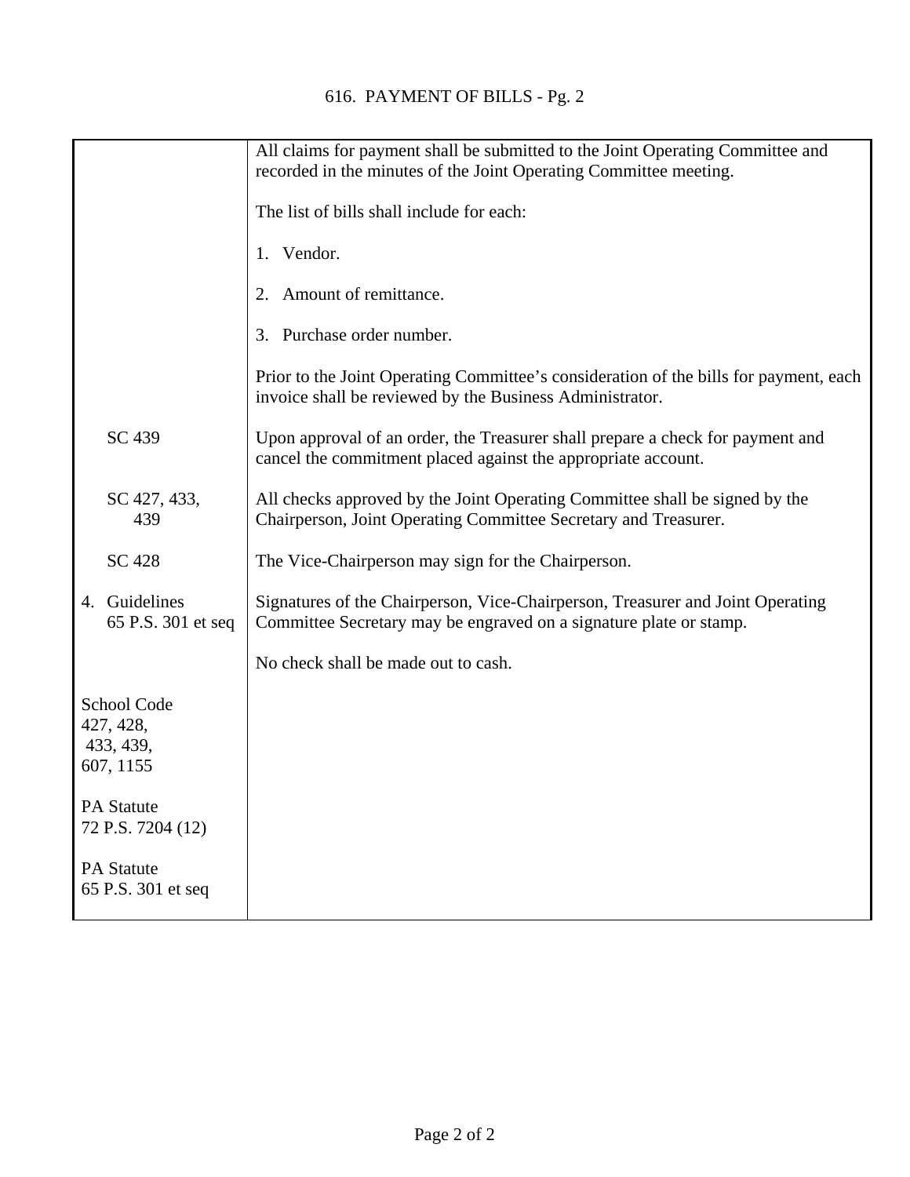# 616. PAYMENT OF BILLS - Pg. 2

| | |
|---|---|
| | All claims for payment shall be submitted to the Joint Operating Committee and recorded in the minutes of the Joint Operating Committee meeting.<br><br>The list of bills shall include for each:<br><br>1. Vendor.<br><br>2. Amount of remittance.<br><br>3. Purchase order number.<br><br>Prior to the Joint Operating Committee's consideration of the bills for payment, each invoice shall be reviewed by the Business Administrator. |
| SC 439 | Upon approval of an order, the Treasurer shall prepare a check for payment and cancel the commitment placed against the appropriate account. |
| SC 427, 433, 439 | All checks approved by the Joint Operating Committee shall be signed by the Chairperson, Joint Operating Committee Secretary and Treasurer. |
| SC 428 | The Vice-Chairperson may sign for the Chairperson. |
| 4. Guidelines<br>65 P.S. 301 et seq | Signatures of the Chairperson, Vice-Chairperson, Treasurer and Joint Operating Committee Secretary may be engraved on a signature plate or stamp.<br><br>No check shall be made out to cash. |
| School Code<br>427, 428,<br>433, 439,<br>607, 1155<br><br>PA Statute<br>72 P.S. 7204 (12)<br><br>PA Statute<br>65 P.S. 301 et seq | |